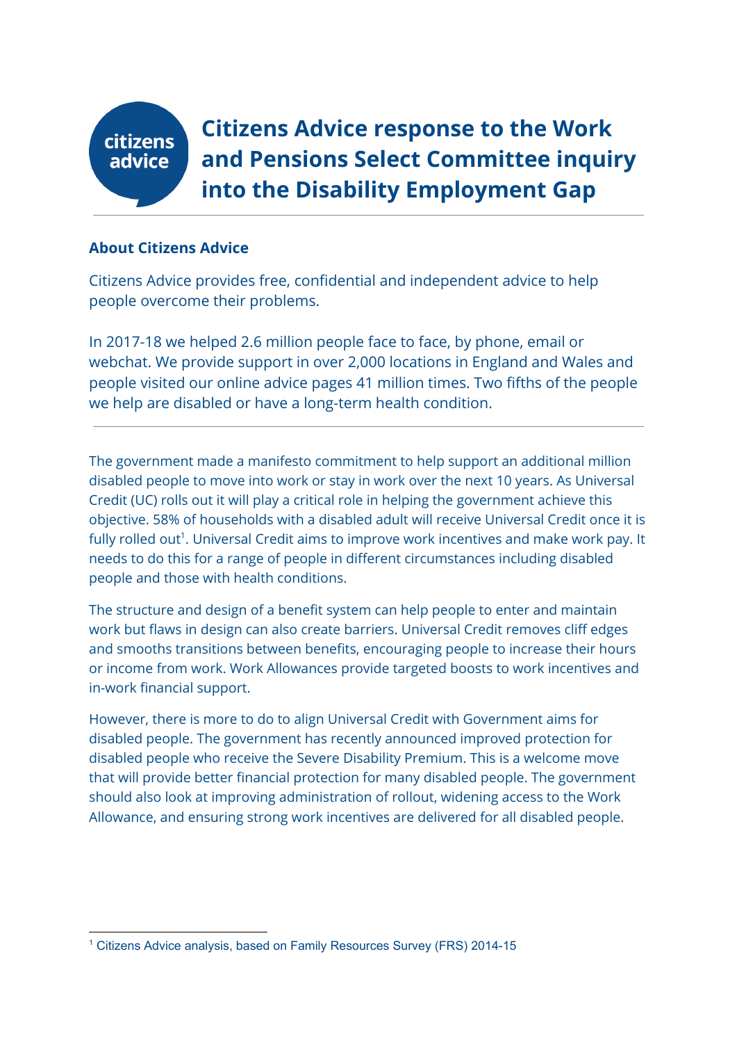# Citizens Advice response to the Work and Pensions Select Committee inquiry into the Disability Employment Gap

**About Citizens Advice**

Citizens Advice provides free, confidential and independent advice to help people overcome their problems.

In 2017-18 we helped 2.6 million people face to face, by phone, email or webchat. We provide support in over 2,000 locations in England and Wales and people visited our online advice pages 41 million times. Two fifths of the people we help are disabled or have a long-term health condition.

---

The government made a manifesto commitment to help support an additional million disabled people to move into work or stay in work over the next 10 years. As Universal Credit (UC) rolls out it will play a critical role in helping the government achieve this objective. 58% of households with a disabled adult will receive Universal Credit once it is fully rolled out[1]. Universal Credit aims to improve work incentives and make work pay. It needs to do this for a range of people in different circumstances including disabled people and those with health conditions.

The structure and design of a benefit system can help people to enter and maintain work but flaws in design can also create barriers. Universal Credit removes cliff edges and smooths transitions between benefits, encouraging people to increase their hours or income from work. Work Allowances provide targeted boosts to work incentives and in-work financial support.

However, there is more to do to align Universal Credit with Government aims for disabled people. The government has recently announced improved protection for disabled people who receive the Severe Disability Premium. This is a welcome move that will provide better financial protection for many disabled people. The government should also look at improving administration of rollout, widening access to the Work Allowance, and ensuring strong work incentives are delivered for all disabled people.

---

[1] Citizens Advice analysis, based on Family Resources Survey (FRS) 2014-15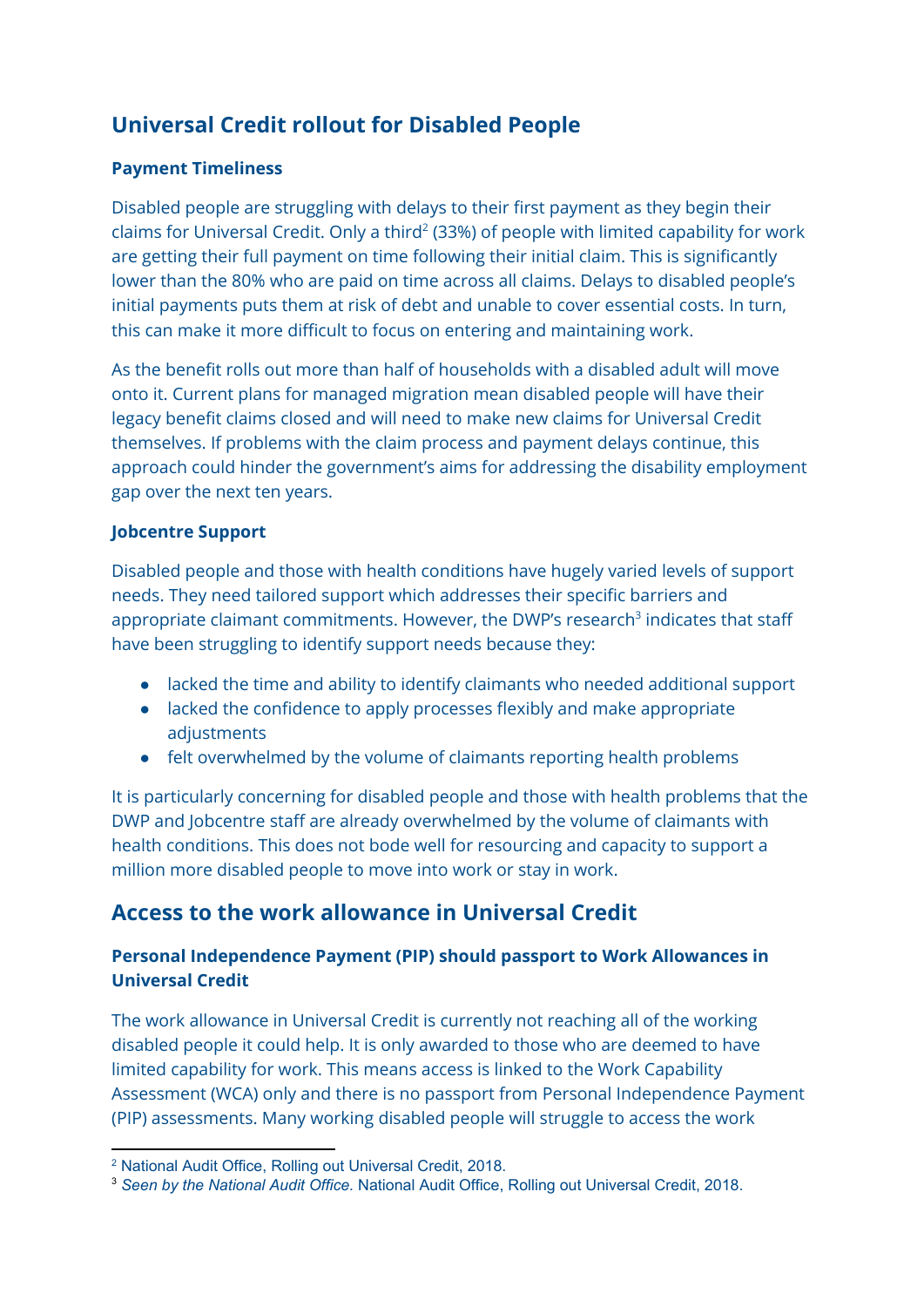## Universal Credit rollout for Disabled People

### Payment Timeliness

Disabled people are struggling with delays to their first payment as they begin their claims for Universal Credit. Only a third[2] (33%) of people with limited capability for work are getting their full payment on time following their initial claim. This is significantly lower than the 80% who are paid on time across all claims. Delays to disabled people's initial payments puts them at risk of debt and unable to cover essential costs. In turn, this can make it more difficult to focus on entering and maintaining work.

As the benefit rolls out more than half of households with a disabled adult will move onto it. Current plans for managed migration mean disabled people will have their legacy benefit claims closed and will need to make new claims for Universal Credit themselves. If problems with the claim process and payment delays continue, this approach could hinder the government's aims for addressing the disability employment gap over the next ten years.

### Jobcentre Support

Disabled people and those with health conditions have hugely varied levels of support needs. They need tailored support which addresses their specific barriers and appropriate claimant commitments. However, the DWP's research[3] indicates that staff have been struggling to identify support needs because they:

- lacked the time and ability to identify claimants who needed additional support
- lacked the confidence to apply processes flexibly and make appropriate adjustments
- felt overwhelmed by the volume of claimants reporting health problems

It is particularly concerning for disabled people and those with health problems that the DWP and Jobcentre staff are already overwhelmed by the volume of claimants with health conditions. This does not bode well for resourcing and capacity to support a million more disabled people to move into work or stay in work.

## Access to the work allowance in Universal Credit

### Personal Independence Payment (PIP) should passport to Work Allowances in Universal Credit

The work allowance in Universal Credit is currently not reaching all of the working disabled people it could help. It is only awarded to those who are deemed to have limited capability for work. This means access is linked to the Work Capability Assessment (WCA) only and there is no passport from Personal Independence Payment (PIP) assessments. Many working disabled people will struggle to access the work

---

[2] National Audit Office, Rolling out Universal Credit, 2018.

[3] *Seen by the National Audit Office.* National Audit Office, Rolling out Universal Credit, 2018.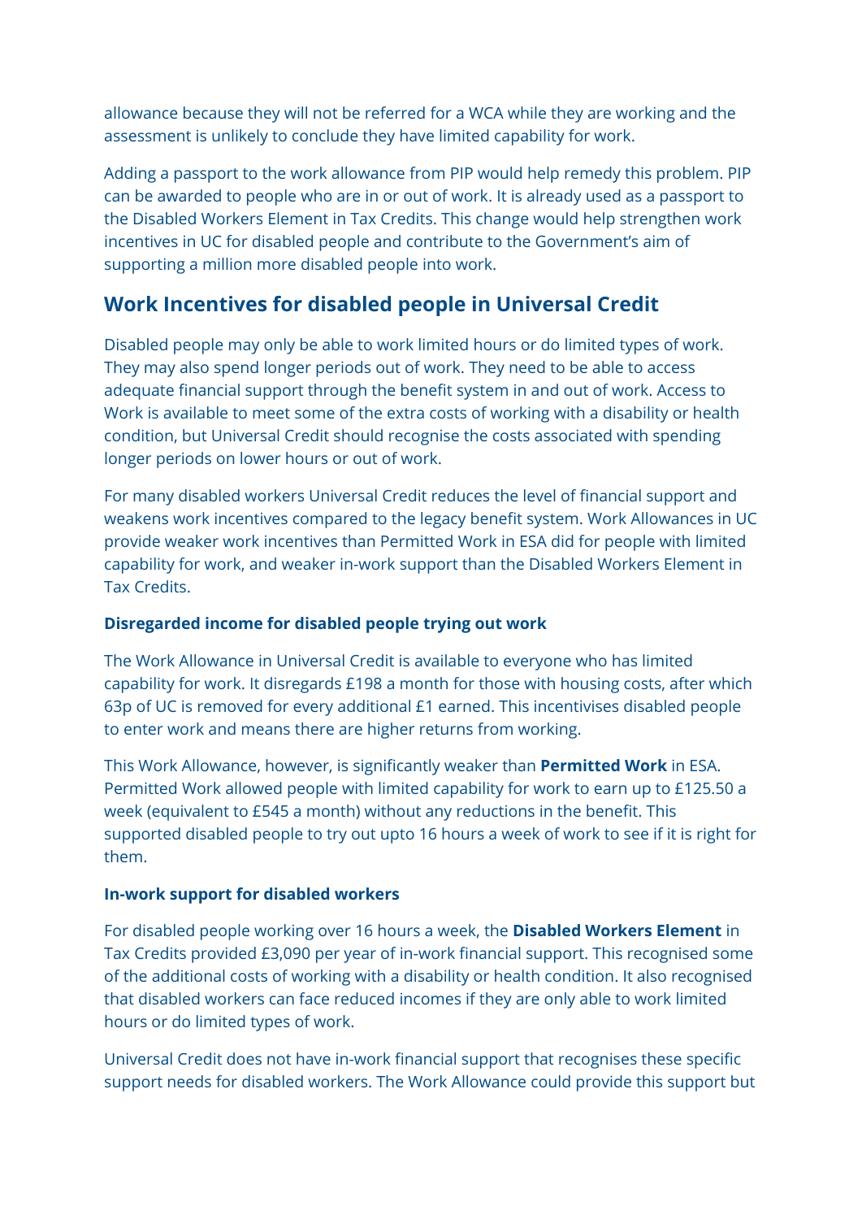allowance because they will not be referred for a WCA while they are working and the assessment is unlikely to conclude they have limited capability for work.

Adding a passport to the work allowance from PIP would help remedy this problem. PIP can be awarded to people who are in or out of work. It is already used as a passport to the Disabled Workers Element in Tax Credits. This change would help strengthen work incentives in UC for disabled people and contribute to the Government's aim of supporting a million more disabled people into work.

## Work Incentives for disabled people in Universal Credit

Disabled people may only be able to work limited hours or do limited types of work. They may also spend longer periods out of work. They need to be able to access adequate financial support through the benefit system in and out of work. Access to Work is available to meet some of the extra costs of working with a disability or health condition, but Universal Credit should recognise the costs associated with spending longer periods on lower hours or out of work.

For many disabled workers Universal Credit reduces the level of financial support and weakens work incentives compared to the legacy benefit system. Work Allowances in UC provide weaker work incentives than Permitted Work in ESA did for people with limited capability for work, and weaker in-work support than the Disabled Workers Element in Tax Credits.

### Disregarded income for disabled people trying out work

The Work Allowance in Universal Credit is available to everyone who has limited capability for work. It disregards £198 a month for those with housing costs, after which 63p of UC is removed for every additional £1 earned. This incentivises disabled people to enter work and means there are higher returns from working.

This Work Allowance, however, is significantly weaker than **Permitted Work** in ESA. Permitted Work allowed people with limited capability for work to earn up to £125.50 a week (equivalent to £545 a month) without any reductions in the benefit. This supported disabled people to try out upto 16 hours a week of work to see if it is right for them.

### In-work support for disabled workers

For disabled people working over 16 hours a week, the **Disabled Workers Element** in Tax Credits provided £3,090 per year of in-work financial support. This recognised some of the additional costs of working with a disability or health condition. It also recognised that disabled workers can face reduced incomes if they are only able to work limited hours or do limited types of work.

Universal Credit does not have in-work financial support that recognises these specific support needs for disabled workers. The Work Allowance could provide this support but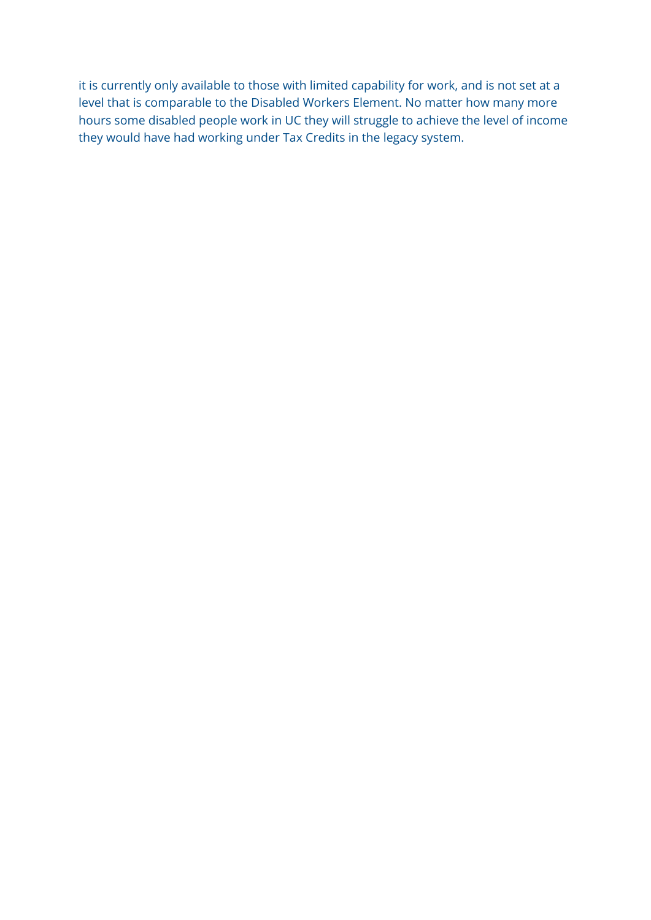it is currently only available to those with limited capability for work, and is not set at a level that is comparable to the Disabled Workers Element. No matter how many more hours some disabled people work in UC they will struggle to achieve the level of income they would have had working under Tax Credits in the legacy system.